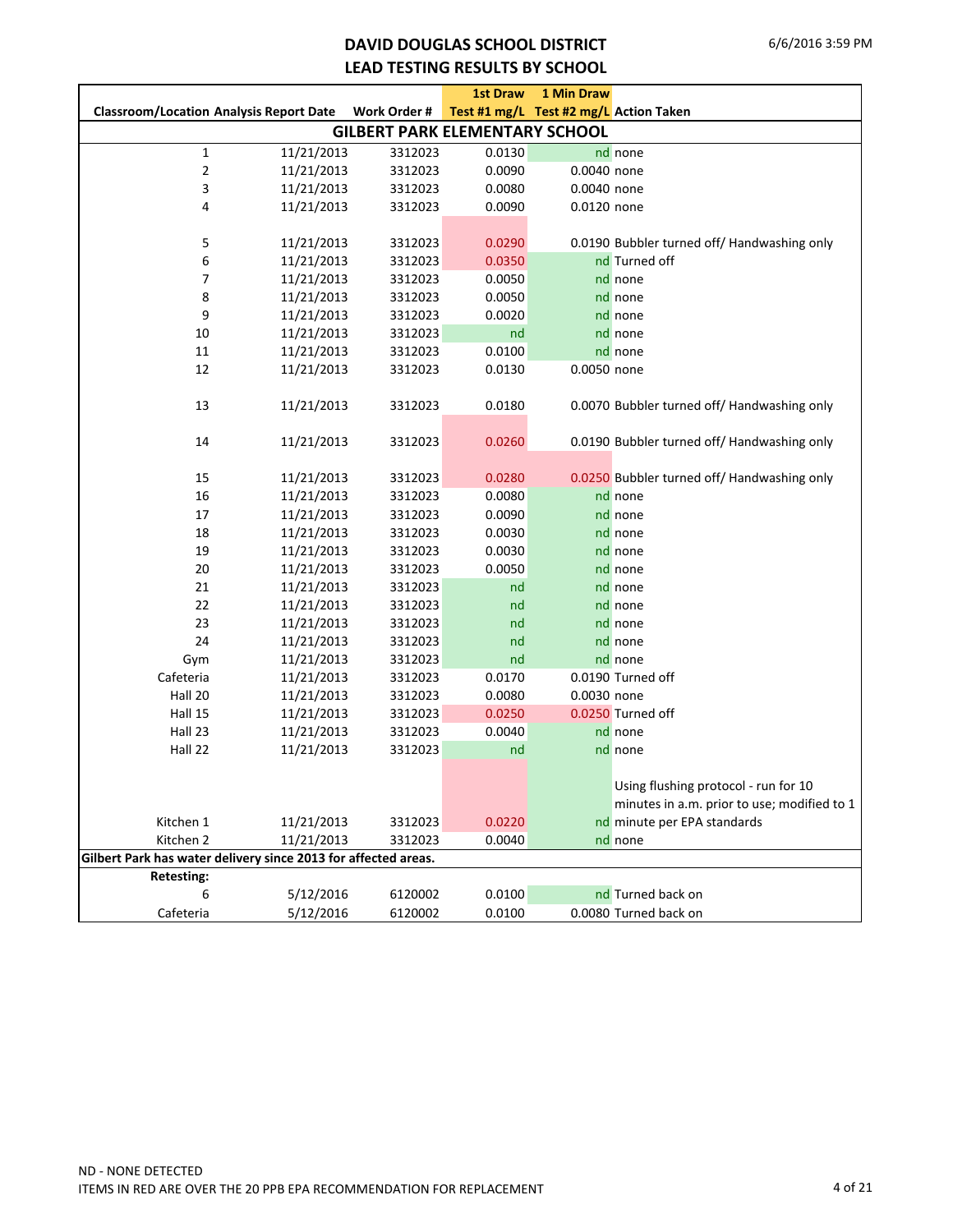# DAVID DOUGLAS SCHOOL DISTRICT
## LEAD TESTING RESULTS BY SCHOOL

| Classroom/Location | Analysis Report Date | Work Order # | 1st Draw Test #1 mg/L | 1 Min Draw Test #2 mg/L | Action Taken |
|---|---|---|---|---|---|
| **GILBERT PARK ELEMENTARY SCHOOL** | | | | | |
| 1 | 11/21/2013 | 3312023 | 0.0130 | nd | none |
| 2 | 11/21/2013 | 3312023 | 0.0090 | 0.0040 | none |
| 3 | 11/21/2013 | 3312023 | 0.0080 | 0.0040 | none |
| 4 | 11/21/2013 | 3312023 | 0.0090 | 0.0120 | none |
| 5 | 11/21/2013 | 3312023 | 0.0290 | 0.0190 | Bubbler turned off/ Handwashing only |
| 6 | 11/21/2013 | 3312023 | 0.0350 | nd | Turned off |
| 7 | 11/21/2013 | 3312023 | 0.0050 | nd | none |
| 8 | 11/21/2013 | 3312023 | 0.0050 | nd | none |
| 9 | 11/21/2013 | 3312023 | 0.0020 | nd | none |
| 10 | 11/21/2013 | 3312023 | nd | nd | none |
| 11 | 11/21/2013 | 3312023 | 0.0100 | nd | none |
| 12 | 11/21/2013 | 3312023 | 0.0130 | 0.0050 | none |
| 13 | 11/21/2013 | 3312023 | 0.0180 | 0.0070 | Bubbler turned off/ Handwashing only |
| 14 | 11/21/2013 | 3312023 | 0.0260 | 0.0190 | Bubbler turned off/ Handwashing only |
| 15 | 11/21/2013 | 3312023 | 0.0280 | 0.0250 | Bubbler turned off/ Handwashing only |
| 16 | 11/21/2013 | 3312023 | 0.0080 | nd | none |
| 17 | 11/21/2013 | 3312023 | 0.0090 | nd | none |
| 18 | 11/21/2013 | 3312023 | 0.0030 | nd | none |
| 19 | 11/21/2013 | 3312023 | 0.0030 | nd | none |
| 20 | 11/21/2013 | 3312023 | 0.0050 | nd | none |
| 21 | 11/21/2013 | 3312023 | nd | nd | none |
| 22 | 11/21/2013 | 3312023 | nd | nd | none |
| 23 | 11/21/2013 | 3312023 | nd | nd | none |
| 24 | 11/21/2013 | 3312023 | nd | nd | none |
| Gym | 11/21/2013 | 3312023 | nd | nd | none |
| Cafeteria | 11/21/2013 | 3312023 | 0.0170 | 0.0190 | Turned off |
| Hall 20 | 11/21/2013 | 3312023 | 0.0080 | 0.0030 | none |
| Hall 15 | 11/21/2013 | 3312023 | 0.0250 | 0.0250 | Turned off |
| Hall 23 | 11/21/2013 | 3312023 | 0.0040 | nd | none |
| Hall 22 | 11/21/2013 | 3312023 | nd | nd | none |
| Kitchen 1 | 11/21/2013 | 3312023 | 0.0220 | nd | Using flushing protocol - run for 10 minutes in a.m. prior to use; modified to 1 minute per EPA standards |
| Kitchen 2 | 11/21/2013 | 3312023 | 0.0040 | nd | none |
| **Gilbert Park has water delivery since 2013 for affected areas.** | | | | | |
| **Retesting:** | | | | | |
| 6 | 5/12/2016 | 6120002 | 0.0100 | nd | Turned back on |
| Cafeteria | 5/12/2016 | 6120002 | 0.0100 | 0.0080 | Turned back on |

ND - NONE DETECTED

ITEMS IN RED ARE OVER THE 20 PPB EPA RECOMMENDATION FOR REPLACEMENT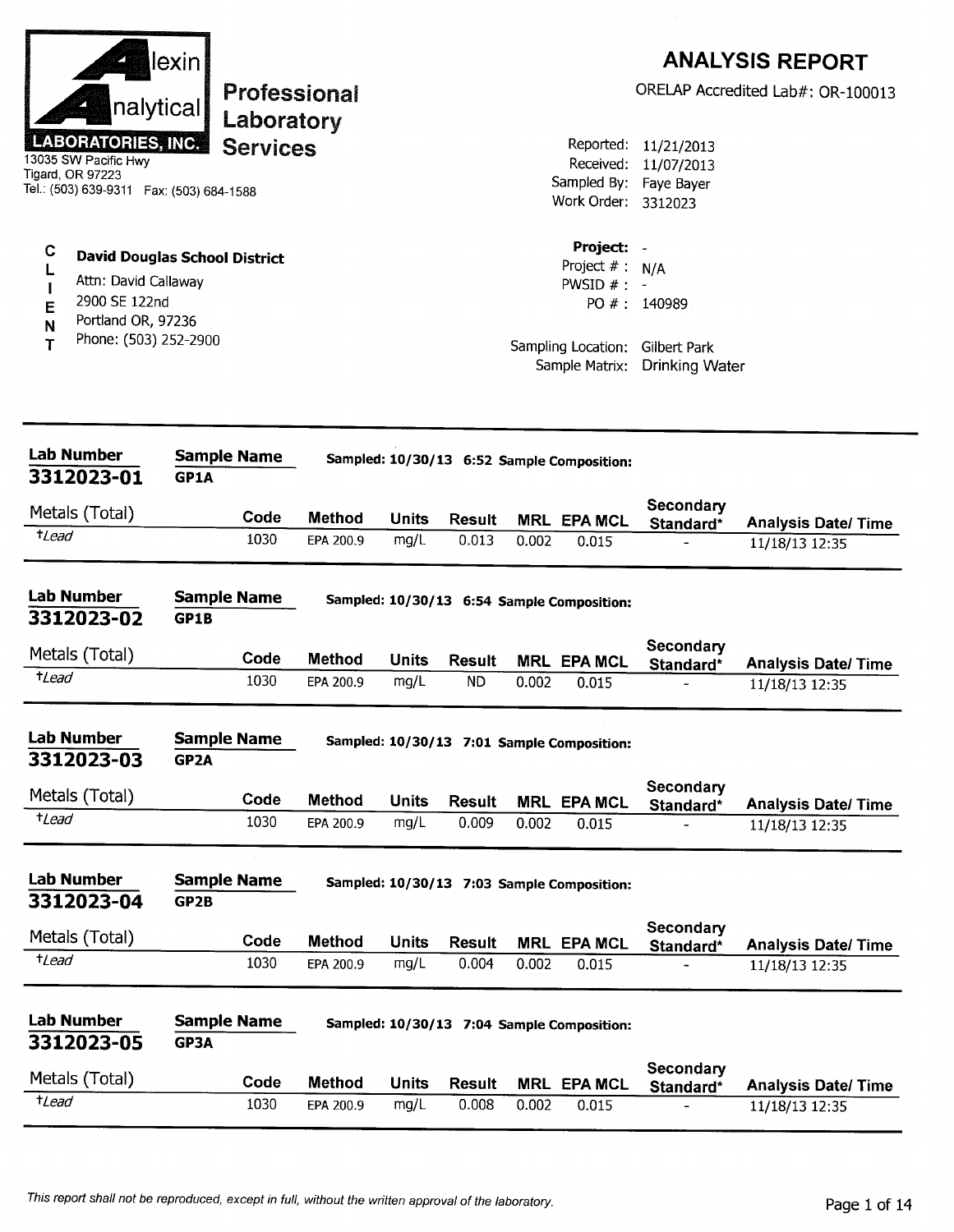**Alexin Analytical LABORATORIES, INC.**
13035 SW Pacific Hwy
Tigard, OR 97223
Tel.: (503) 639-9311 Fax: (503) 684-1588

**Professional Laboratory Services**

# ANALYSIS REPORT

ORELAP Accredited Lab#: OR-100013

Reported: 11/21/2013
Received: 11/07/2013
Sampled By: Faye Bayer
Work Order: 3312023

**CLIENT**

**David Douglas School District**
Attn: David Callaway
2900 SE 122nd
Portland OR, 97236
Phone: (503) 252-2900

**Project:** -
Project # : N/A
PWSID # : -
PO # : 140989

Sampling Location: Gilbert Park
Sample Matrix: Drinking Water

---

**Lab Number** 3312023-01 | **Sample Name** GP1A | Sampled: 10/30/13 6:52 Sample Composition:

| Metals (Total) | Code | Method | Units | Result | MRL | EPA MCL | Secondary Standard* | Analysis Date/ Time |
|---|---|---|---|---|---|---|---|---|
| †Lead | 1030 | EPA 200.9 | mg/L | 0.013 | 0.002 | 0.015 | - | 11/18/13 12:35 |

**Lab Number** 3312023-02 | **Sample Name** GP1B | Sampled: 10/30/13 6:54 Sample Composition:

| Metals (Total) | Code | Method | Units | Result | MRL | EPA MCL | Secondary Standard* | Analysis Date/ Time |
|---|---|---|---|---|---|---|---|---|
| †Lead | 1030 | EPA 200.9 | mg/L | ND | 0.002 | 0.015 | - | 11/18/13 12:35 |

**Lab Number** 3312023-03 | **Sample Name** GP2A | Sampled: 10/30/13 7:01 Sample Composition:

| Metals (Total) | Code | Method | Units | Result | MRL | EPA MCL | Secondary Standard* | Analysis Date/ Time |
|---|---|---|---|---|---|---|---|---|
| †Lead | 1030 | EPA 200.9 | mg/L | 0.009 | 0.002 | 0.015 | - | 11/18/13 12:35 |

**Lab Number** 3312023-04 | **Sample Name** GP2B | Sampled: 10/30/13 7:03 Sample Composition:

| Metals (Total) | Code | Method | Units | Result | MRL | EPA MCL | Secondary Standard* | Analysis Date/ Time |
|---|---|---|---|---|---|---|---|---|
| †Lead | 1030 | EPA 200.9 | mg/L | 0.004 | 0.002 | 0.015 | - | 11/18/13 12:35 |

**Lab Number** 3312023-05 | **Sample Name** GP3A | Sampled: 10/30/13 7:04 Sample Composition:

| Metals (Total) | Code | Method | Units | Result | MRL | EPA MCL | Secondary Standard* | Analysis Date/ Time |
|---|---|---|---|---|---|---|---|---|
| †Lead | 1030 | EPA 200.9 | mg/L | 0.008 | 0.002 | 0.015 | - | 11/18/13 12:35 |

*This report shall not be reproduced, except in full, without the written approval of the laboratory.*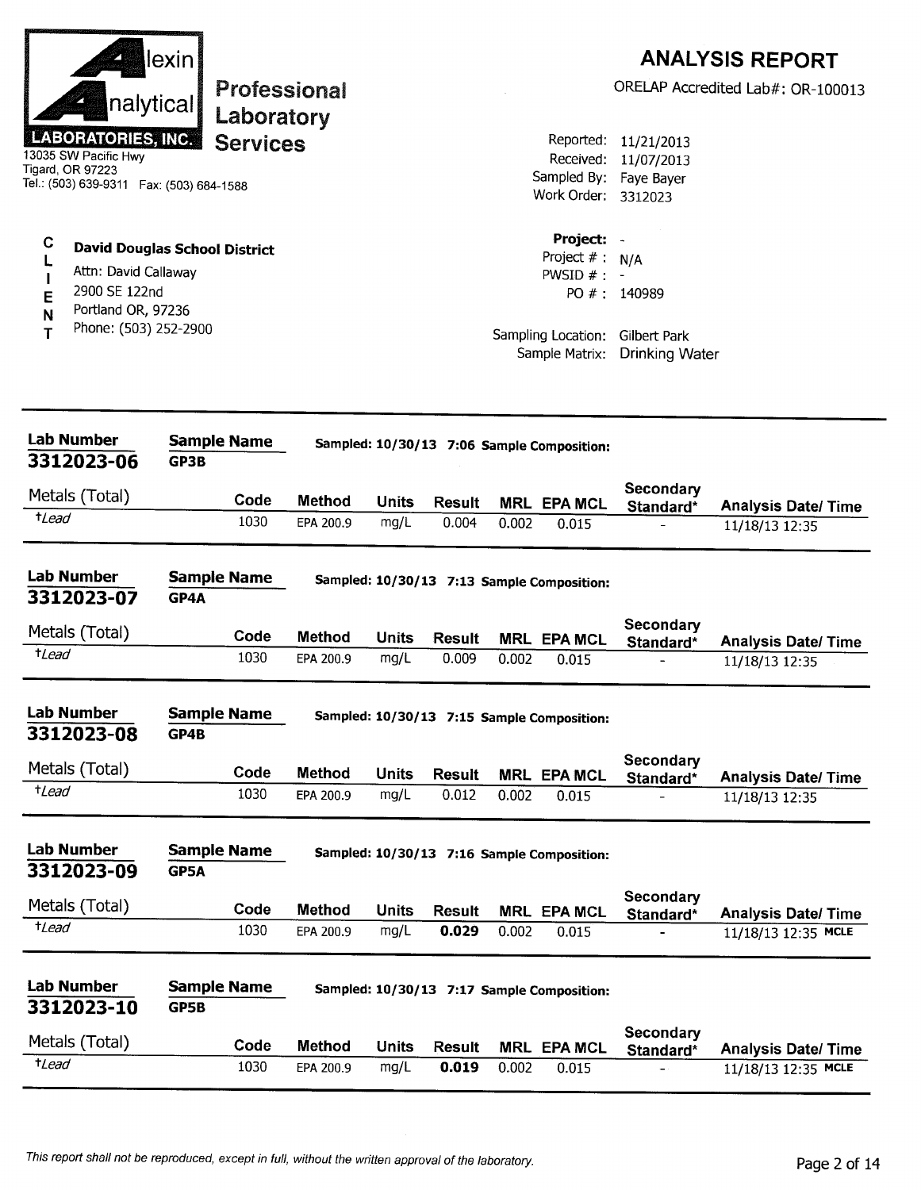**Alexin Analytical LABORATORIES, INC.**
**Professional Laboratory Services**

13035 SW Pacific Hwy
Tigard, OR 97223
Tel.: (503) 639-9311 Fax: (503) 684-1588

# ANALYSIS REPORT

ORELAP Accredited Lab#: OR-100013

Reported: 11/21/2013
Received: 11/07/2013
Sampled By: Faye Bayer
Work Order: 3312023

**CLIENT**

**David Douglas School District**
Attn: David Callaway
2900 SE 122nd
Portland OR, 97236
Phone: (503) 252-2900

Project: -
Project # : N/A
PWSID # : -
PO # : 140989

Sampling Location: Gilbert Park
Sample Matrix: Drinking Water

---

**Lab Number** 3312023-06 **Sample Name** GP3B Sampled: 10/30/13 7:06 Sample Composition:

| Metals (Total) | Code | Method | Units | Result | MRL | EPA MCL | Secondary Standard* | Analysis Date/ Time |
|---|---|---|---|---|---|---|---|---|
| *†Lead* | 1030 | EPA 200.9 | mg/L | 0.004 | 0.002 | 0.015 | - | 11/18/13 12:35 |

**Lab Number** 3312023-07 **Sample Name** GP4A Sampled: 10/30/13 7:13 Sample Composition:

| Metals (Total) | Code | Method | Units | Result | MRL | EPA MCL | Secondary Standard* | Analysis Date/ Time |
|---|---|---|---|---|---|---|---|---|
| *†Lead* | 1030 | EPA 200.9 | mg/L | 0.009 | 0.002 | 0.015 | - | 11/18/13 12:35 |

**Lab Number** 3312023-08 **Sample Name** GP4B Sampled: 10/30/13 7:15 Sample Composition:

| Metals (Total) | Code | Method | Units | Result | MRL | EPA MCL | Secondary Standard* | Analysis Date/ Time |
|---|---|---|---|---|---|---|---|---|
| *†Lead* | 1030 | EPA 200.9 | mg/L | 0.012 | 0.002 | 0.015 | - | 11/18/13 12:35 |

**Lab Number** 3312023-09 **Sample Name** GP5A Sampled: 10/30/13 7:16 Sample Composition:

| Metals (Total) | Code | Method | Units | Result | MRL | EPA MCL | Secondary Standard* | Analysis Date/ Time |
|---|---|---|---|---|---|---|---|---|
| *†Lead* | 1030 | EPA 200.9 | mg/L | **0.029** | 0.002 | 0.015 | - | 11/18/13 12:35 **MCLE** |

**Lab Number** 3312023-10 **Sample Name** GP5B Sampled: 10/30/13 7:17 Sample Composition:

| Metals (Total) | Code | Method | Units | Result | MRL | EPA MCL | Secondary Standard* | Analysis Date/ Time |
|---|---|---|---|---|---|---|---|---|
| *†Lead* | 1030 | EPA 200.9 | mg/L | **0.019** | 0.002 | 0.015 | - | 11/18/13 12:35 **MCLE** |

*This report shall not be reproduced, except in full, without the written approval of the laboratory.*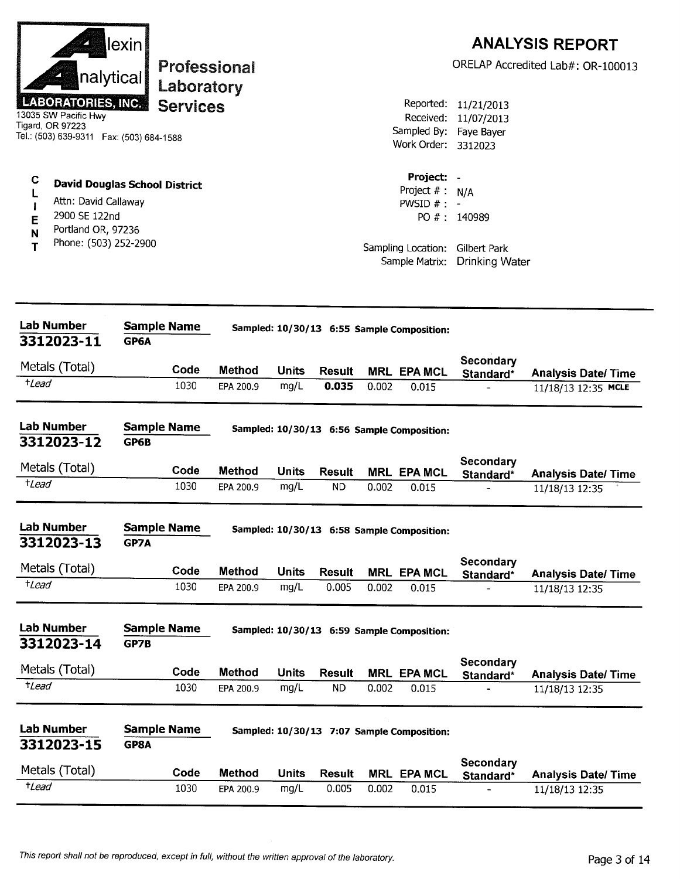**Alexin Analytical Laboratories, Inc.**
13035 SW Pacific Hwy
Tigard, OR 97223
Tel.: (503) 639-9311 Fax: (503) 684-1588

**Professional Laboratory Services**

# ANALYSIS REPORT

ORELAP Accredited Lab#: OR-100013

Reported: 11/21/2013
Received: 11/07/2013
Sampled By: Faye Bayer
Work Order: 3312023

**CLIENT**

**David Douglas School District**
Attn: David Callaway
2900 SE 122nd
Portland OR, 97236
Phone: (503) 252-2900

**Project:** -
Project # : N/A
PWSID # : -
PO # : 140989

Sampling Location: Gilbert Park
Sample Matrix: Drinking Water

---

**Lab Number** 3312023-11 **Sample Name** GP6A Sampled: 10/30/13 6:55 Sample Composition:

| Metals (Total) | Code | Method | Units | Result | MRL | EPA MCL | Secondary Standard* | Analysis Date/ Time |
|---|---|---|---|---|---|---|---|---|
| †*Lead* | 1030 | EPA 200.9 | mg/L | **0.035** | 0.002 | 0.015 | - | 11/18/13 12:35 **MCLE** |

**Lab Number** 3312023-12 **Sample Name** GP6B Sampled: 10/30/13 6:56 Sample Composition:

| Metals (Total) | Code | Method | Units | Result | MRL | EPA MCL | Secondary Standard* | Analysis Date/ Time |
|---|---|---|---|---|---|---|---|---|
| †*Lead* | 1030 | EPA 200.9 | mg/L | ND | 0.002 | 0.015 | - | 11/18/13 12:35 |

**Lab Number** 3312023-13 **Sample Name** GP7A Sampled: 10/30/13 6:58 Sample Composition:

| Metals (Total) | Code | Method | Units | Result | MRL | EPA MCL | Secondary Standard* | Analysis Date/ Time |
|---|---|---|---|---|---|---|---|---|
| †*Lead* | 1030 | EPA 200.9 | mg/L | 0.005 | 0.002 | 0.015 | - | 11/18/13 12:35 |

**Lab Number** 3312023-14 **Sample Name** GP7B Sampled: 10/30/13 6:59 Sample Composition:

| Metals (Total) | Code | Method | Units | Result | MRL | EPA MCL | Secondary Standard* | Analysis Date/ Time |
|---|---|---|---|---|---|---|---|---|
| †*Lead* | 1030 | EPA 200.9 | mg/L | ND | 0.002 | 0.015 | - | 11/18/13 12:35 |

**Lab Number** 3312023-15 **Sample Name** GP8A Sampled: 10/30/13 7:07 Sample Composition:

| Metals (Total) | Code | Method | Units | Result | MRL | EPA MCL | Secondary Standard* | Analysis Date/ Time |
|---|---|---|---|---|---|---|---|---|
| †*Lead* | 1030 | EPA 200.9 | mg/L | 0.005 | 0.002 | 0.015 | - | 11/18/13 12:35 |

*This report shall not be reproduced, except in full, without the written approval of the laboratory.*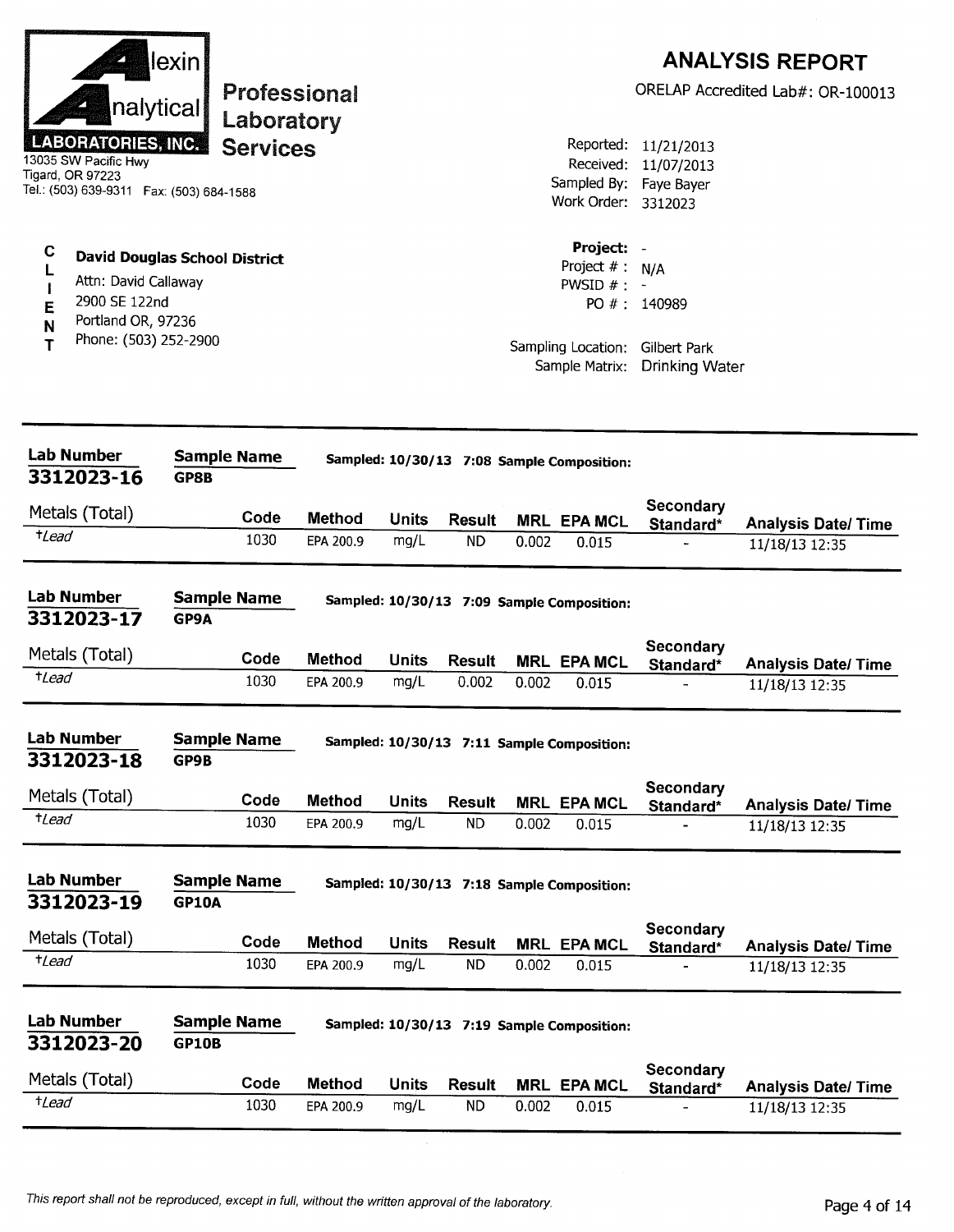**Alexin Analytical Laboratories, Inc.**

**Professional Laboratory Services**

13035 SW Pacific Hwy
Tigard, OR 97223
Tel.: (503) 639-9311 Fax: (503) 684-1588

# ANALYSIS REPORT

ORELAP Accredited Lab#: OR-100013

Reported: 11/21/2013
Received: 11/07/2013
Sampled By: Faye Bayer
Work Order: 3312023

**CLIENT**

**David Douglas School District**
Attn: David Callaway
2900 SE 122nd
Portland OR, 97236
Phone: (503) 252-2900

Project: -
Project # : N/A
PWSID # : -
PO # : 140989

Sampling Location: Gilbert Park
Sample Matrix: Drinking Water

---

**Lab Number** 3312023-16 **Sample Name** GP8B — Sampled: 10/30/13 7:08 Sample Composition:

| Metals (Total) | Code | Method | Units | Result | MRL | EPA MCL | Secondary Standard* | Analysis Date/ Time |
|---|---|---|---|---|---|---|---|---|
| †Lead | 1030 | EPA 200.9 | mg/L | ND | 0.002 | 0.015 | - | 11/18/13 12:35 |

**Lab Number** 3312023-17 **Sample Name** GP9A — Sampled: 10/30/13 7:09 Sample Composition:

| Metals (Total) | Code | Method | Units | Result | MRL | EPA MCL | Secondary Standard* | Analysis Date/ Time |
|---|---|---|---|---|---|---|---|---|
| †Lead | 1030 | EPA 200.9 | mg/L | 0.002 | 0.002 | 0.015 | - | 11/18/13 12:35 |

**Lab Number** 3312023-18 **Sample Name** GP9B — Sampled: 10/30/13 7:11 Sample Composition:

| Metals (Total) | Code | Method | Units | Result | MRL | EPA MCL | Secondary Standard* | Analysis Date/ Time |
|---|---|---|---|---|---|---|---|---|
| †Lead | 1030 | EPA 200.9 | mg/L | ND | 0.002 | 0.015 | - | 11/18/13 12:35 |

**Lab Number** 3312023-19 **Sample Name** GP10A — Sampled: 10/30/13 7:18 Sample Composition:

| Metals (Total) | Code | Method | Units | Result | MRL | EPA MCL | Secondary Standard* | Analysis Date/ Time |
|---|---|---|---|---|---|---|---|---|
| †Lead | 1030 | EPA 200.9 | mg/L | ND | 0.002 | 0.015 | - | 11/18/13 12:35 |

**Lab Number** 3312023-20 **Sample Name** GP10B — Sampled: 10/30/13 7:19 Sample Composition:

| Metals (Total) | Code | Method | Units | Result | MRL | EPA MCL | Secondary Standard* | Analysis Date/ Time |
|---|---|---|---|---|---|---|---|---|
| †Lead | 1030 | EPA 200.9 | mg/L | ND | 0.002 | 0.015 | - | 11/18/13 12:35 |

*This report shall not be reproduced, except in full, without the written approval of the laboratory.*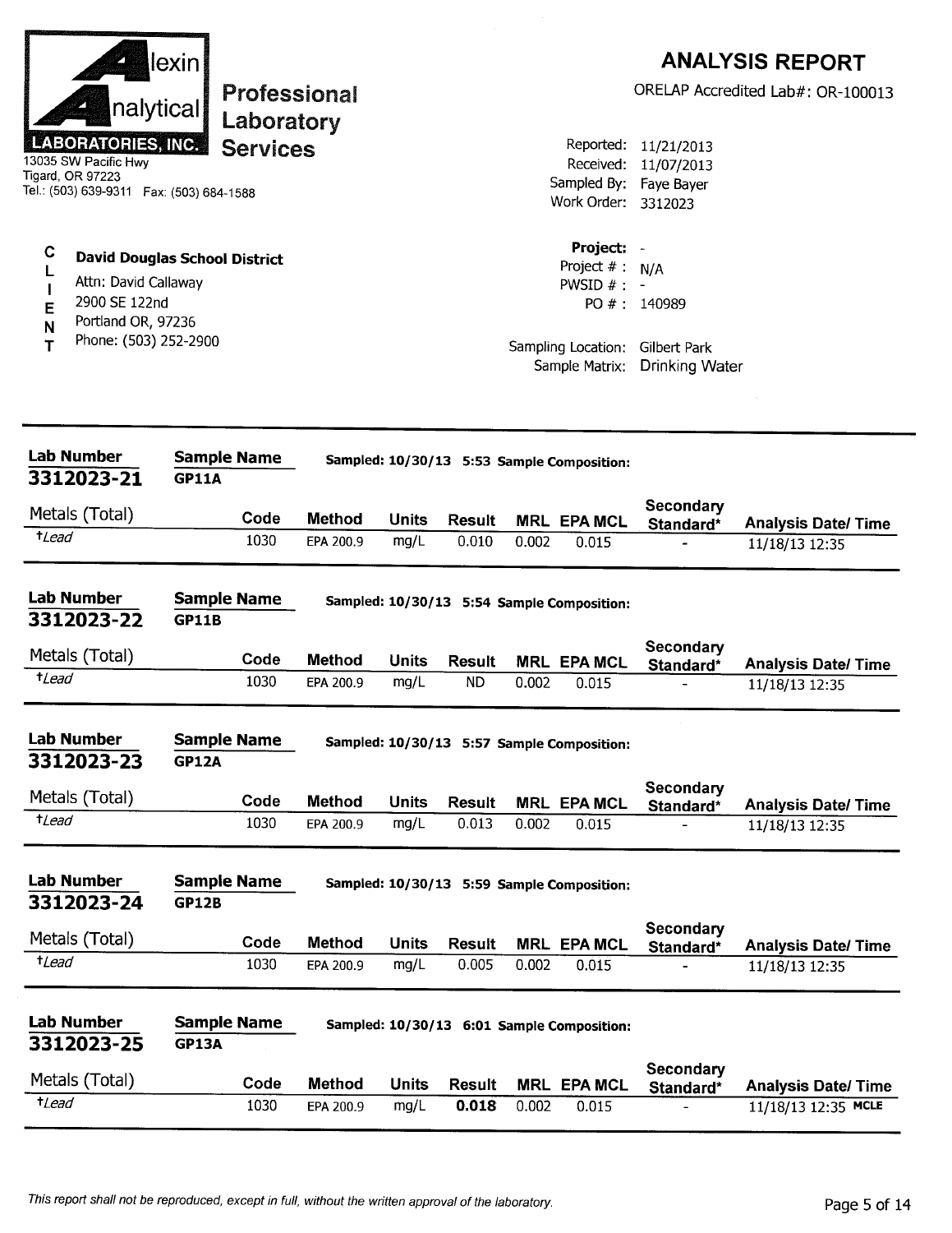**Alexin Analytical LABORATORIES, INC.**
13035 SW Pacific Hwy
Tigard, OR 97223
Tel.: (503) 639-9311 Fax: (503) 684-1588

**Professional Laboratory Services**

# ANALYSIS REPORT

ORELAP Accredited Lab#: OR-100013

Reported: 11/21/2013
Received: 11/07/2013
Sampled By: Faye Bayer
Work Order: 3312023

**CLIENT**

**David Douglas School District**
Attn: David Callaway
2900 SE 122nd
Portland OR, 97236
Phone: (503) 252-2900

**Project:** -
Project # : N/A
PWSID # : -
PO # : 140989

Sampling Location: Gilbert Park
Sample Matrix: Drinking Water

---

**Lab Number** 3312023-21 **Sample Name** GP11A **Sampled:** 10/30/13 5:53 **Sample Composition:**

| Metals (Total) | Code | Method | Units | Result | MRL | EPA MCL | Secondary Standard* | Analysis Date/ Time |
|---|---|---|---|---|---|---|---|---|
| †*Lead* | 1030 | EPA 200.9 | mg/L | 0.010 | 0.002 | 0.015 | - | 11/18/13 12:35 |

**Lab Number** 3312023-22 **Sample Name** GP11B **Sampled:** 10/30/13 5:54 **Sample Composition:**

| Metals (Total) | Code | Method | Units | Result | MRL | EPA MCL | Secondary Standard* | Analysis Date/ Time |
|---|---|---|---|---|---|---|---|---|
| †*Lead* | 1030 | EPA 200.9 | mg/L | ND | 0.002 | 0.015 | - | 11/18/13 12:35 |

**Lab Number** 3312023-23 **Sample Name** GP12A **Sampled:** 10/30/13 5:57 **Sample Composition:**

| Metals (Total) | Code | Method | Units | Result | MRL | EPA MCL | Secondary Standard* | Analysis Date/ Time |
|---|---|---|---|---|---|---|---|---|
| †*Lead* | 1030 | EPA 200.9 | mg/L | 0.013 | 0.002 | 0.015 | - | 11/18/13 12:35 |

**Lab Number** 3312023-24 **Sample Name** GP12B **Sampled:** 10/30/13 5:59 **Sample Composition:**

| Metals (Total) | Code | Method | Units | Result | MRL | EPA MCL | Secondary Standard* | Analysis Date/ Time |
|---|---|---|---|---|---|---|---|---|
| †*Lead* | 1030 | EPA 200.9 | mg/L | 0.005 | 0.002 | 0.015 | - | 11/18/13 12:35 |

**Lab Number** 3312023-25 **Sample Name** GP13A **Sampled:** 10/30/13 6:01 **Sample Composition:**

| Metals (Total) | Code | Method | Units | Result | MRL | EPA MCL | Secondary Standard* | Analysis Date/ Time |
|---|---|---|---|---|---|---|---|---|
| †*Lead* | 1030 | EPA 200.9 | mg/L | **0.018** | 0.002 | 0.015 | - | 11/18/13 12:35 **MCLE** |

*This report shall not be reproduced, except in full, without the written approval of the laboratory.*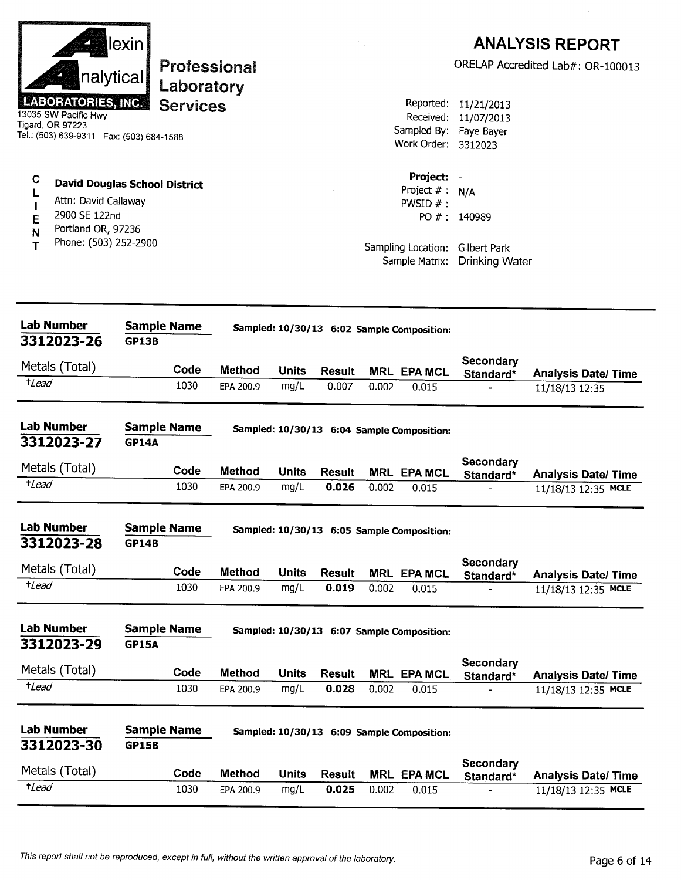**Alexin Analytical Laboratories, Inc.**
13035 SW Pacific Hwy
Tigard, OR 97223
Tel.: (503) 639-9311 Fax: (503) 684-1588

**Professional Laboratory Services**

# ANALYSIS REPORT

ORELAP Accredited Lab#: OR-100013

Reported: 11/21/2013
Received: 11/07/2013
Sampled By: Faye Bayer
Work Order: 3312023

**CLIENT**

**David Douglas School District**
Attn: David Callaway
2900 SE 122nd
Portland OR, 97236
Phone: (503) 252-2900

**Project:** -
Project # : N/A
PWSID # : -
PO # : 140989

Sampling Location: Gilbert Park
Sample Matrix: Drinking Water

---

**Lab Number** 3312023-26 | **Sample Name** GP13B | **Sampled:** 10/30/13 6:02 | **Sample Composition:**

| Metals (Total) | Code | Method | Units | Result | MRL | EPA MCL | Secondary Standard* | Analysis Date/ Time |
|---|---|---|---|---|---|---|---|---|
| †*Lead* | 1030 | EPA 200.9 | mg/L | 0.007 | 0.002 | 0.015 | - | 11/18/13 12:35 |

**Lab Number** 3312023-27 | **Sample Name** GP14A | **Sampled:** 10/30/13 6:04 | **Sample Composition:**

| Metals (Total) | Code | Method | Units | Result | MRL | EPA MCL | Secondary Standard* | Analysis Date/ Time |
|---|---|---|---|---|---|---|---|---|
| †*Lead* | 1030 | EPA 200.9 | mg/L | **0.026** | 0.002 | 0.015 | - | 11/18/13 12:35 **MCLE** |

**Lab Number** 3312023-28 | **Sample Name** GP14B | **Sampled:** 10/30/13 6:05 | **Sample Composition:**

| Metals (Total) | Code | Method | Units | Result | MRL | EPA MCL | Secondary Standard* | Analysis Date/ Time |
|---|---|---|---|---|---|---|---|---|
| †*Lead* | 1030 | EPA 200.9 | mg/L | **0.019** | 0.002 | 0.015 | - | 11/18/13 12:35 **MCLE** |

**Lab Number** 3312023-29 | **Sample Name** GP15A | **Sampled:** 10/30/13 6:07 | **Sample Composition:**

| Metals (Total) | Code | Method | Units | Result | MRL | EPA MCL | Secondary Standard* | Analysis Date/ Time |
|---|---|---|---|---|---|---|---|---|
| †*Lead* | 1030 | EPA 200.9 | mg/L | **0.028** | 0.002 | 0.015 | - | 11/18/13 12:35 **MCLE** |

**Lab Number** 3312023-30 | **Sample Name** GP15B | **Sampled:** 10/30/13 6:09 | **Sample Composition:**

| Metals (Total) | Code | Method | Units | Result | MRL | EPA MCL | Secondary Standard* | Analysis Date/ Time |
|---|---|---|---|---|---|---|---|---|
| †*Lead* | 1030 | EPA 200.9 | mg/L | **0.025** | 0.002 | 0.015 | - | 11/18/13 12:35 **MCLE** |

*This report shall not be reproduced, except in full, without the written approval of the laboratory.*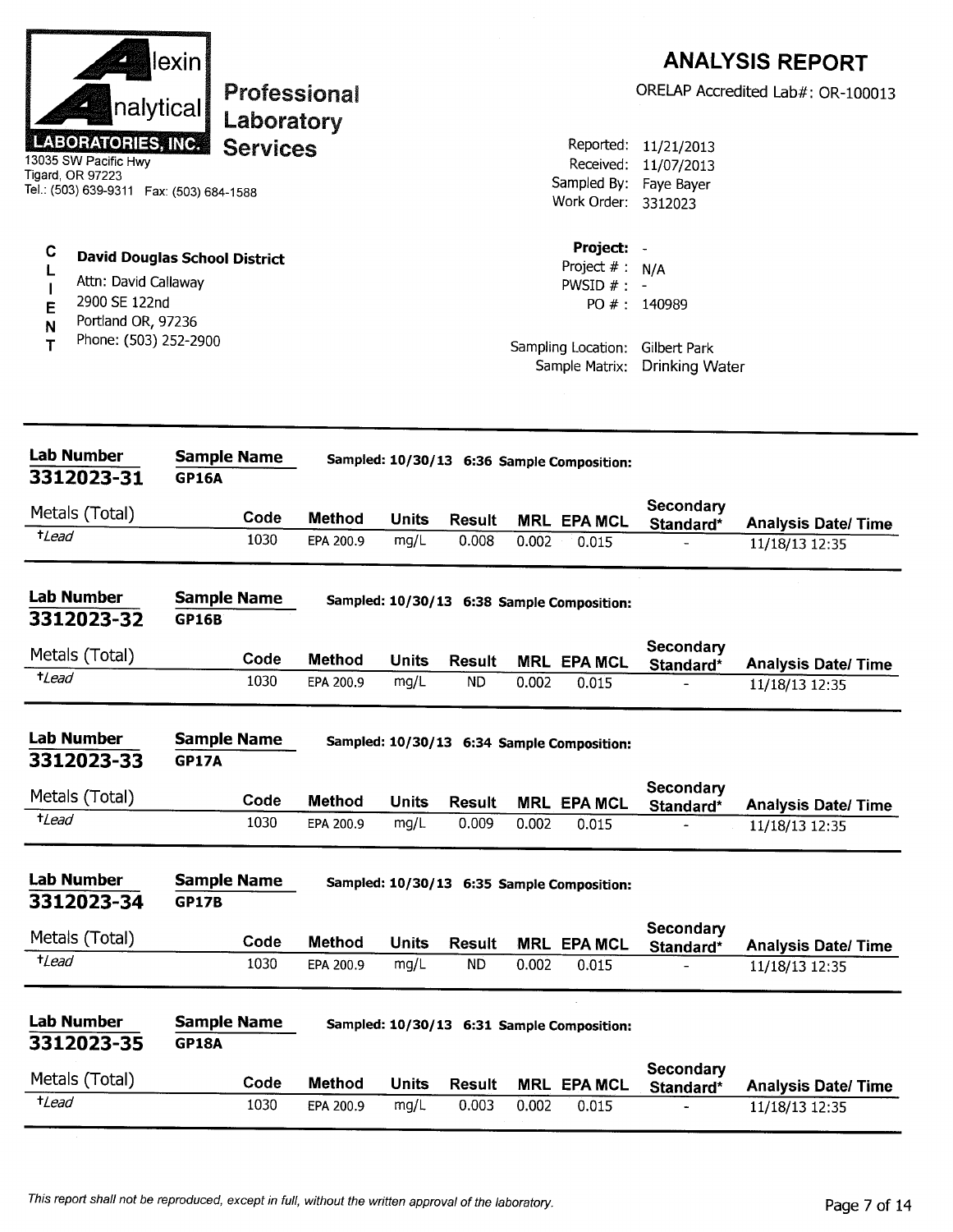**Alexin Analytical LABORATORIES, INC.**
13035 SW Pacific Hwy
Tigard, OR 97223
Tel.: (503) 639-9311 Fax: (503) 684-1588

**Professional Laboratory Services**

## ANALYSIS REPORT

ORELAP Accredited Lab#: OR-100013

Reported: 11/21/2013
Received: 11/07/2013
Sampled By: Faye Bayer
Work Order: 3312023

**CLIENT**

**David Douglas School District**
Attn: David Callaway
2900 SE 122nd
Portland OR, 97236
Phone: (503) 252-2900

**Project:** -
Project # : N/A
PWSID # : -
PO # : 140989

Sampling Location: Gilbert Park
Sample Matrix: Drinking Water

---

**Lab Number** 3312023-31 **Sample Name** GP16A **Sampled:** 10/30/13 6:36 **Sample Composition:**

| Metals (Total) | Code | Method | Units | Result | MRL | EPA MCL | Secondary Standard* | Analysis Date/ Time |
|---|---|---|---|---|---|---|---|---|
| †*Lead* | 1030 | EPA 200.9 | mg/L | 0.008 | 0.002 | 0.015 | - | 11/18/13 12:35 |

**Lab Number** 3312023-32 **Sample Name** GP16B **Sampled:** 10/30/13 6:38 **Sample Composition:**

| Metals (Total) | Code | Method | Units | Result | MRL | EPA MCL | Secondary Standard* | Analysis Date/ Time |
|---|---|---|---|---|---|---|---|---|
| †*Lead* | 1030 | EPA 200.9 | mg/L | ND | 0.002 | 0.015 | - | 11/18/13 12:35 |

**Lab Number** 3312023-33 **Sample Name** GP17A **Sampled:** 10/30/13 6:34 **Sample Composition:**

| Metals (Total) | Code | Method | Units | Result | MRL | EPA MCL | Secondary Standard* | Analysis Date/ Time |
|---|---|---|---|---|---|---|---|---|
| †*Lead* | 1030 | EPA 200.9 | mg/L | 0.009 | 0.002 | 0.015 | - | 11/18/13 12:35 |

**Lab Number** 3312023-34 **Sample Name** GP17B **Sampled:** 10/30/13 6:35 **Sample Composition:**

| Metals (Total) | Code | Method | Units | Result | MRL | EPA MCL | Secondary Standard* | Analysis Date/ Time |
|---|---|---|---|---|---|---|---|---|
| †*Lead* | 1030 | EPA 200.9 | mg/L | ND | 0.002 | 0.015 | - | 11/18/13 12:35 |

**Lab Number** 3312023-35 **Sample Name** GP18A **Sampled:** 10/30/13 6:31 **Sample Composition:**

| Metals (Total) | Code | Method | Units | Result | MRL | EPA MCL | Secondary Standard* | Analysis Date/ Time |
|---|---|---|---|---|---|---|---|---|
| †*Lead* | 1030 | EPA 200.9 | mg/L | 0.003 | 0.002 | 0.015 | - | 11/18/13 12:35 |

*This report shall not be reproduced, except in full, without the written approval of the laboratory.*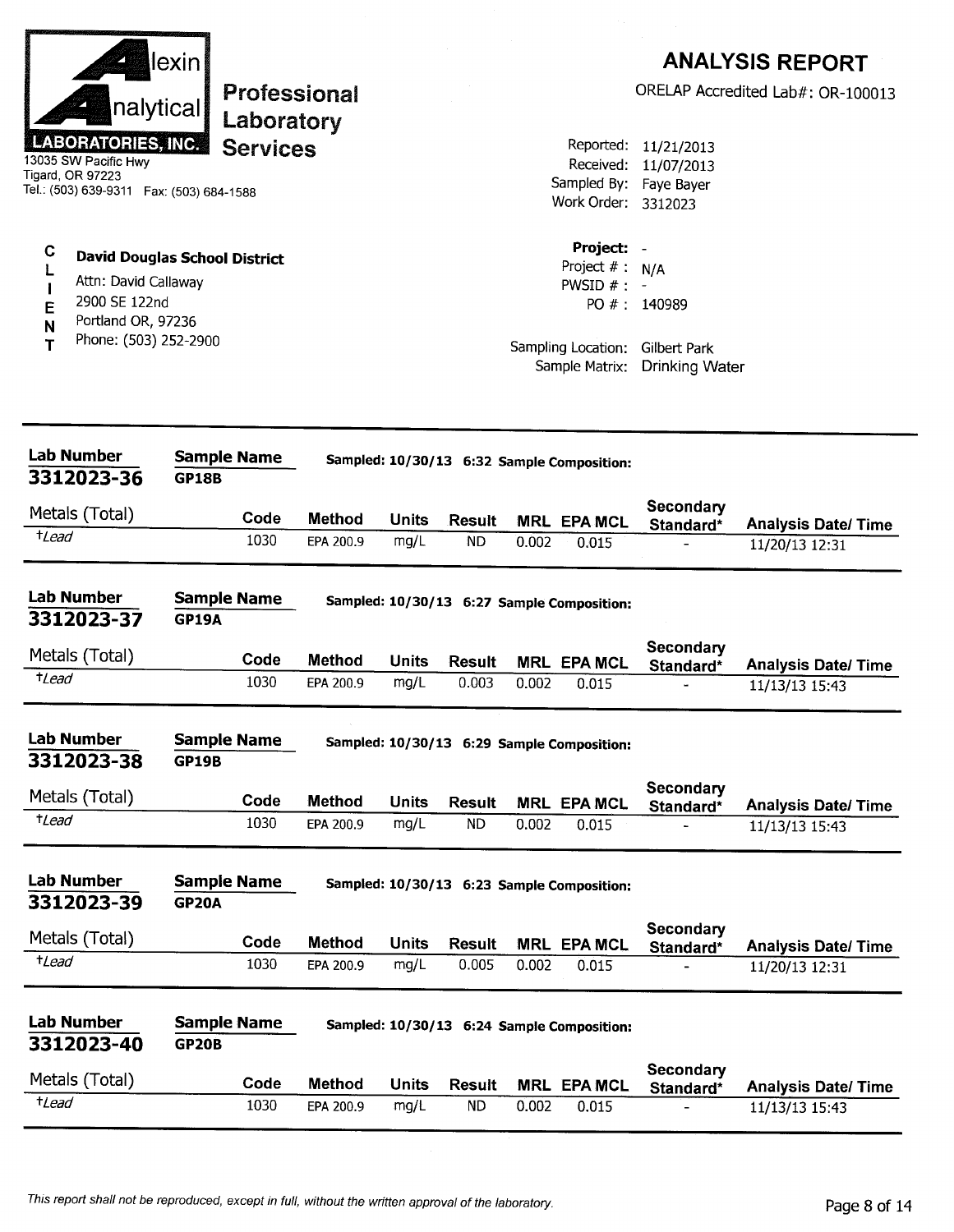**Alexin Analytical Laboratories, Inc.**
13035 SW Pacific Hwy
Tigard, OR 97223
Tel.: (503) 639-9311 Fax: (503) 684-1588

**Professional Laboratory Services**

# ANALYSIS REPORT

ORELAP Accredited Lab#: OR-100013

Reported: 11/21/2013
Received: 11/07/2013
Sampled By: Faye Bayer
Work Order: 3312023

**CLIENT**

**David Douglas School District**
Attn: David Callaway
2900 SE 122nd
Portland OR, 97236
Phone: (503) 252-2900

**Project:** -
Project # : N/A
PWSID # : -
PO # : 140989

Sampling Location: Gilbert Park
Sample Matrix: Drinking Water

---

**Lab Number** 3312023-36 | **Sample Name** GP18B | **Sampled:** 10/30/13 6:32 | **Sample Composition:**

| Metals (Total) | Code | Method | Units | Result | MRL | EPA MCL | Secondary Standard* | Analysis Date/ Time |
|---|---|---|---|---|---|---|---|---|
| †Lead | 1030 | EPA 200.9 | mg/L | ND | 0.002 | 0.015 | - | 11/20/13 12:31 |

**Lab Number** 3312023-37 | **Sample Name** GP19A | **Sampled:** 10/30/13 6:27 | **Sample Composition:**

| Metals (Total) | Code | Method | Units | Result | MRL | EPA MCL | Secondary Standard* | Analysis Date/ Time |
|---|---|---|---|---|---|---|---|---|
| †Lead | 1030 | EPA 200.9 | mg/L | 0.003 | 0.002 | 0.015 | - | 11/13/13 15:43 |

**Lab Number** 3312023-38 | **Sample Name** GP19B | **Sampled:** 10/30/13 6:29 | **Sample Composition:**

| Metals (Total) | Code | Method | Units | Result | MRL | EPA MCL | Secondary Standard* | Analysis Date/ Time |
|---|---|---|---|---|---|---|---|---|
| †Lead | 1030 | EPA 200.9 | mg/L | ND | 0.002 | 0.015 | - | 11/13/13 15:43 |

**Lab Number** 3312023-39 | **Sample Name** GP20A | **Sampled:** 10/30/13 6:23 | **Sample Composition:**

| Metals (Total) | Code | Method | Units | Result | MRL | EPA MCL | Secondary Standard* | Analysis Date/ Time |
|---|---|---|---|---|---|---|---|---|
| †Lead | 1030 | EPA 200.9 | mg/L | 0.005 | 0.002 | 0.015 | - | 11/20/13 12:31 |

**Lab Number** 3312023-40 | **Sample Name** GP20B | **Sampled:** 10/30/13 6:24 | **Sample Composition:**

| Metals (Total) | Code | Method | Units | Result | MRL | EPA MCL | Secondary Standard* | Analysis Date/ Time |
|---|---|---|---|---|---|---|---|---|
| †Lead | 1030 | EPA 200.9 | mg/L | ND | 0.002 | 0.015 | - | 11/13/13 15:43 |

*This report shall not be reproduced, except in full, without the written approval of the laboratory.*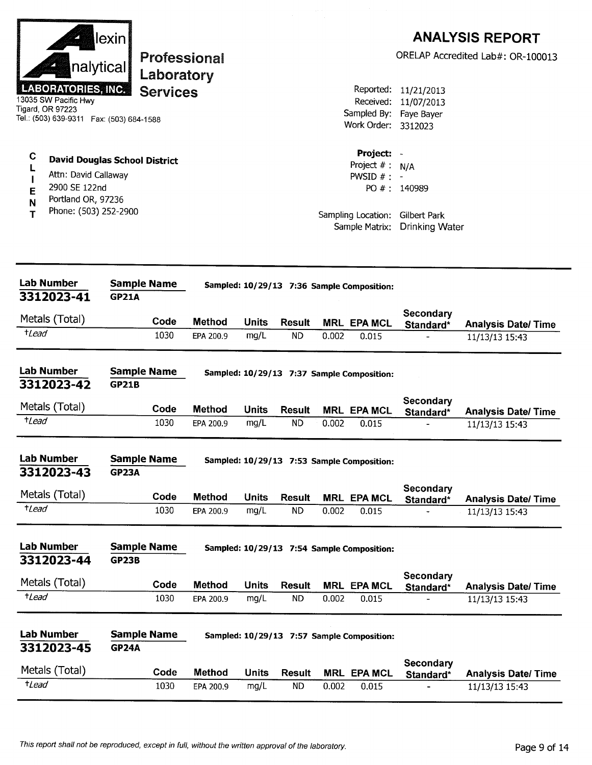**Alexin Analytical Laboratories, Inc.**
13035 SW Pacific Hwy
Tigard, OR 97223
Tel.: (503) 639-9311 Fax: (503) 684-1588

**Professional Laboratory Services**

# ANALYSIS REPORT

ORELAP Accredited Lab#: OR-100013

Reported: 11/21/2013
Received: 11/07/2013
Sampled By: Faye Bayer
Work Order: 3312023

**CLIENT**

**David Douglas School District**
Attn: David Callaway
2900 SE 122nd
Portland OR, 97236
Phone: (503) 252-2900

**Project:** -
Project # : N/A
PWSID # : -
PO # : 140989

Sampling Location: Gilbert Park
Sample Matrix: Drinking Water

---

**Lab Number:** 3312023-41 **Sample Name:** GP21A **Sampled:** 10/29/13 7:36 **Sample Composition:**

| Metals (Total) | Code | Method | Units | Result | MRL | EPA MCL | Secondary Standard* | Analysis Date/ Time |
|---|---|---|---|---|---|---|---|---|
| *†Lead* | 1030 | EPA 200.9 | mg/L | ND | 0.002 | 0.015 | - | 11/13/13 15:43 |

**Lab Number:** 3312023-42 **Sample Name:** GP21B **Sampled:** 10/29/13 7:37 **Sample Composition:**

| Metals (Total) | Code | Method | Units | Result | MRL | EPA MCL | Secondary Standard* | Analysis Date/ Time |
|---|---|---|---|---|---|---|---|---|
| *†Lead* | 1030 | EPA 200.9 | mg/L | ND | 0.002 | 0.015 | - | 11/13/13 15:43 |

**Lab Number:** 3312023-43 **Sample Name:** GP23A **Sampled:** 10/29/13 7:53 **Sample Composition:**

| Metals (Total) | Code | Method | Units | Result | MRL | EPA MCL | Secondary Standard* | Analysis Date/ Time |
|---|---|---|---|---|---|---|---|---|
| *†Lead* | 1030 | EPA 200.9 | mg/L | ND | 0.002 | 0.015 | - | 11/13/13 15:43 |

**Lab Number:** 3312023-44 **Sample Name:** GP23B **Sampled:** 10/29/13 7:54 **Sample Composition:**

| Metals (Total) | Code | Method | Units | Result | MRL | EPA MCL | Secondary Standard* | Analysis Date/ Time |
|---|---|---|---|---|---|---|---|---|
| *†Lead* | 1030 | EPA 200.9 | mg/L | ND | 0.002 | 0.015 | - | 11/13/13 15:43 |

**Lab Number:** 3312023-45 **Sample Name:** GP24A **Sampled:** 10/29/13 7:57 **Sample Composition:**

| Metals (Total) | Code | Method | Units | Result | MRL | EPA MCL | Secondary Standard* | Analysis Date/ Time |
|---|---|---|---|---|---|---|---|---|
| *†Lead* | 1030 | EPA 200.9 | mg/L | ND | 0.002 | 0.015 | - | 11/13/13 15:43 |

*This report shall not be reproduced, except in full, without the written approval of the laboratory.*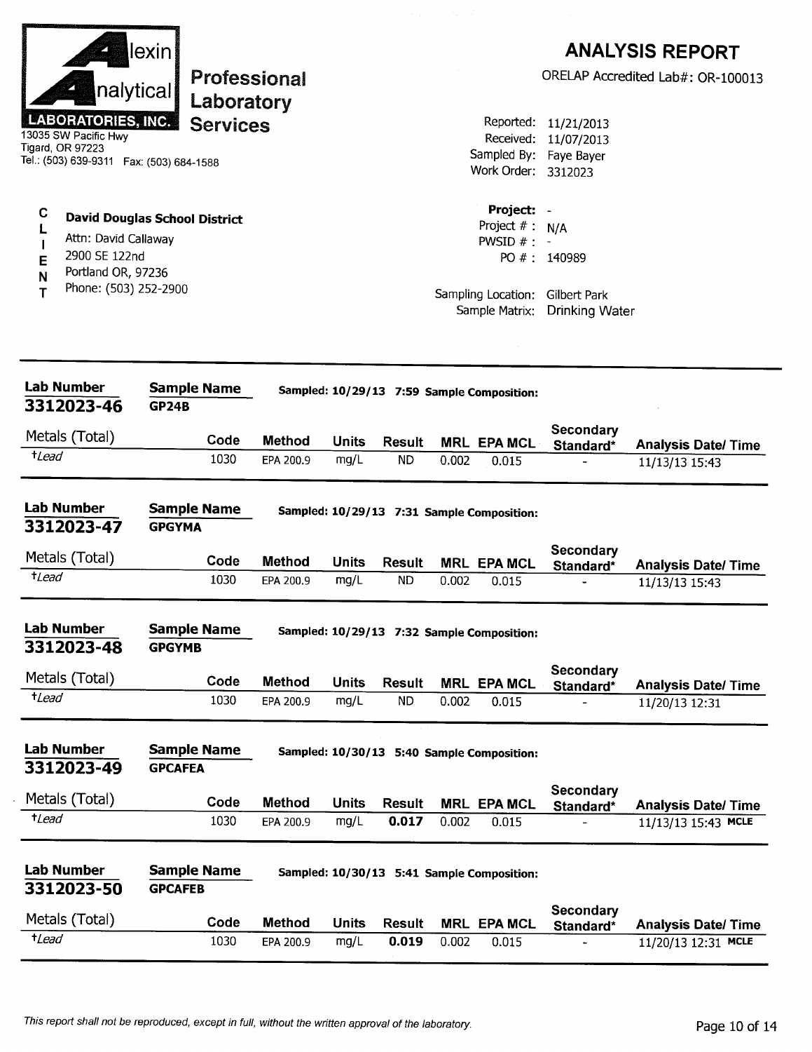**Alexin Analytical LABORATORIES, INC.**
13035 SW Pacific Hwy
Tigard, OR 97223
Tel.: (503) 639-9311 Fax: (503) 684-1588

**Professional Laboratory Services**

# ANALYSIS REPORT

ORELAP Accredited Lab#: OR-100013

Reported: 11/21/2013
Received: 11/07/2013
Sampled By: Faye Bayer
Work Order: 3312023

**CLIENT**

**David Douglas School District**
Attn: David Callaway
2900 SE 122nd
Portland OR, 97236
Phone: (503) 252-2900

**Project:** -
Project # : N/A
PWSID # : -
PO # : 140989

Sampling Location: Gilbert Park
Sample Matrix: Drinking Water

---

**Lab Number** 3312023-46 | **Sample Name** GP24B | Sampled: 10/29/13 7:59 Sample Composition:

| Metals (Total) | Code | Method | Units | Result | MRL | EPA MCL | Secondary Standard* | Analysis Date/ Time |
|---|---|---|---|---|---|---|---|---|
| †Lead | 1030 | EPA 200.9 | mg/L | ND | 0.002 | 0.015 | - | 11/13/13 15:43 |

**Lab Number** 3312023-47 | **Sample Name** GPGYMA | Sampled: 10/29/13 7:31 Sample Composition:

| Metals (Total) | Code | Method | Units | Result | MRL | EPA MCL | Secondary Standard* | Analysis Date/ Time |
|---|---|---|---|---|---|---|---|---|
| †Lead | 1030 | EPA 200.9 | mg/L | ND | 0.002 | 0.015 | - | 11/13/13 15:43 |

**Lab Number** 3312023-48 | **Sample Name** GPGYMB | Sampled: 10/29/13 7:32 Sample Composition:

| Metals (Total) | Code | Method | Units | Result | MRL | EPA MCL | Secondary Standard* | Analysis Date/ Time |
|---|---|---|---|---|---|---|---|---|
| †Lead | 1030 | EPA 200.9 | mg/L | ND | 0.002 | 0.015 | - | 11/20/13 12:31 |

**Lab Number** 3312023-49 | **Sample Name** GPCAFEA | Sampled: 10/30/13 5:40 Sample Composition:

| Metals (Total) | Code | Method | Units | Result | MRL | EPA MCL | Secondary Standard* | Analysis Date/ Time |
|---|---|---|---|---|---|---|---|---|
| †Lead | 1030 | EPA 200.9 | mg/L | **0.017** | 0.002 | 0.015 | - | 11/13/13 15:43 MCLE |

**Lab Number** 3312023-50 | **Sample Name** GPCAFEB | Sampled: 10/30/13 5:41 Sample Composition:

| Metals (Total) | Code | Method | Units | Result | MRL | EPA MCL | Secondary Standard* | Analysis Date/ Time |
|---|---|---|---|---|---|---|---|---|
| †Lead | 1030 | EPA 200.9 | mg/L | **0.019** | 0.002 | 0.015 | - | 11/20/13 12:31 MCLE |

*This report shall not be reproduced, except in full, without the written approval of the laboratory.*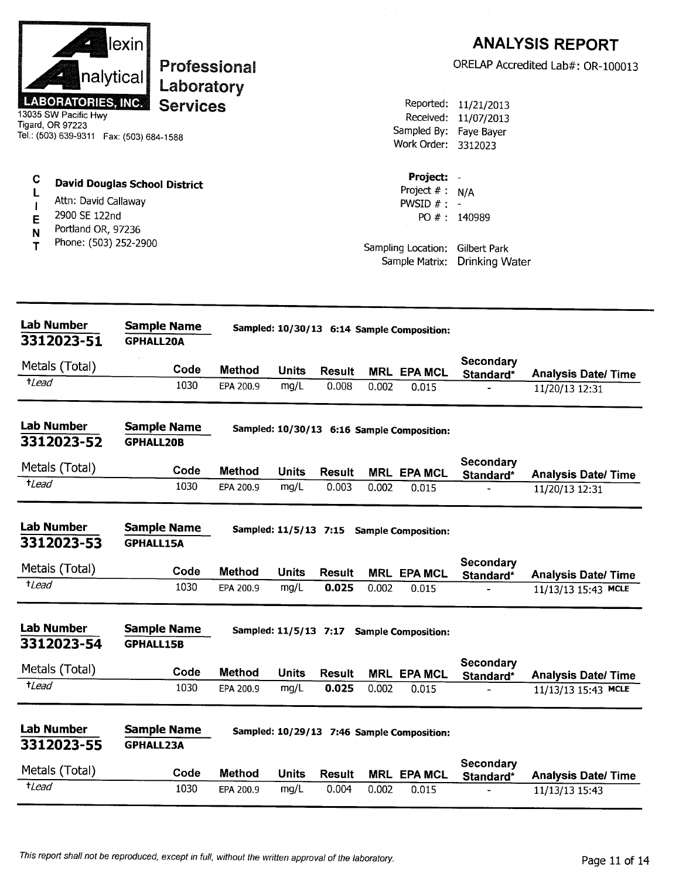**Alexin Analytical LABORATORIES, INC.**
13035 SW Pacific Hwy
Tigard, OR 97223
Tel.: (503) 639-9311 Fax: (503) 684-1588

**Professional Laboratory Services**

# ANALYSIS REPORT

ORELAP Accredited Lab#: OR-100013

Reported: 11/21/2013
Received: 11/07/2013
Sampled By: Faye Bayer
Work Order: 3312023

**CLIENT**

**David Douglas School District**
Attn: David Callaway
2900 SE 122nd
Portland OR, 97236
Phone: (503) 252-2900

Project: -
Project # : N/A
PWSID # : -
PO # : 140989

Sampling Location: Gilbert Park
Sample Matrix: Drinking Water

---

**Lab Number** 3312023-51 | **Sample Name** GPHALL20A | **Sampled:** 10/30/13 6:14 **Sample Composition:**

| Metals (Total) | Code | Method | Units | Result | MRL | EPA MCL | Secondary Standard* | Analysis Date/ Time |
|---|---|---|---|---|---|---|---|---|
| †*Lead* | 1030 | EPA 200.9 | mg/L | 0.008 | 0.002 | 0.015 | - | 11/20/13 12:31 |

**Lab Number** 3312023-52 | **Sample Name** GPHALL20B | **Sampled:** 10/30/13 6:16 **Sample Composition:**

| Metals (Total) | Code | Method | Units | Result | MRL | EPA MCL | Secondary Standard* | Analysis Date/ Time |
|---|---|---|---|---|---|---|---|---|
| †*Lead* | 1030 | EPA 200.9 | mg/L | 0.003 | 0.002 | 0.015 | - | 11/20/13 12:31 |

**Lab Number** 3312023-53 | **Sample Name** GPHALL15A | **Sampled:** 11/5/13 7:15 **Sample Composition:**

| Metals (Total) | Code | Method | Units | Result | MRL | EPA MCL | Secondary Standard* | Analysis Date/ Time |
|---|---|---|---|---|---|---|---|---|
| †*Lead* | 1030 | EPA 200.9 | mg/L | **0.025** | 0.002 | 0.015 | - | 11/13/13 15:43 **MCLE** |

**Lab Number** 3312023-54 | **Sample Name** GPHALL15B | **Sampled:** 11/5/13 7:17 **Sample Composition:**

| Metals (Total) | Code | Method | Units | Result | MRL | EPA MCL | Secondary Standard* | Analysis Date/ Time |
|---|---|---|---|---|---|---|---|---|
| †*Lead* | 1030 | EPA 200.9 | mg/L | **0.025** | 0.002 | 0.015 | - | 11/13/13 15:43 **MCLE** |

**Lab Number** 3312023-55 | **Sample Name** GPHALL23A | **Sampled:** 10/29/13 7:46 **Sample Composition:**

| Metals (Total) | Code | Method | Units | Result | MRL | EPA MCL | Secondary Standard* | Analysis Date/ Time |
|---|---|---|---|---|---|---|---|---|
| †*Lead* | 1030 | EPA 200.9 | mg/L | 0.004 | 0.002 | 0.015 | - | 11/13/13 15:43 |

*This report shall not be reproduced, except in full, without the written approval of the laboratory.*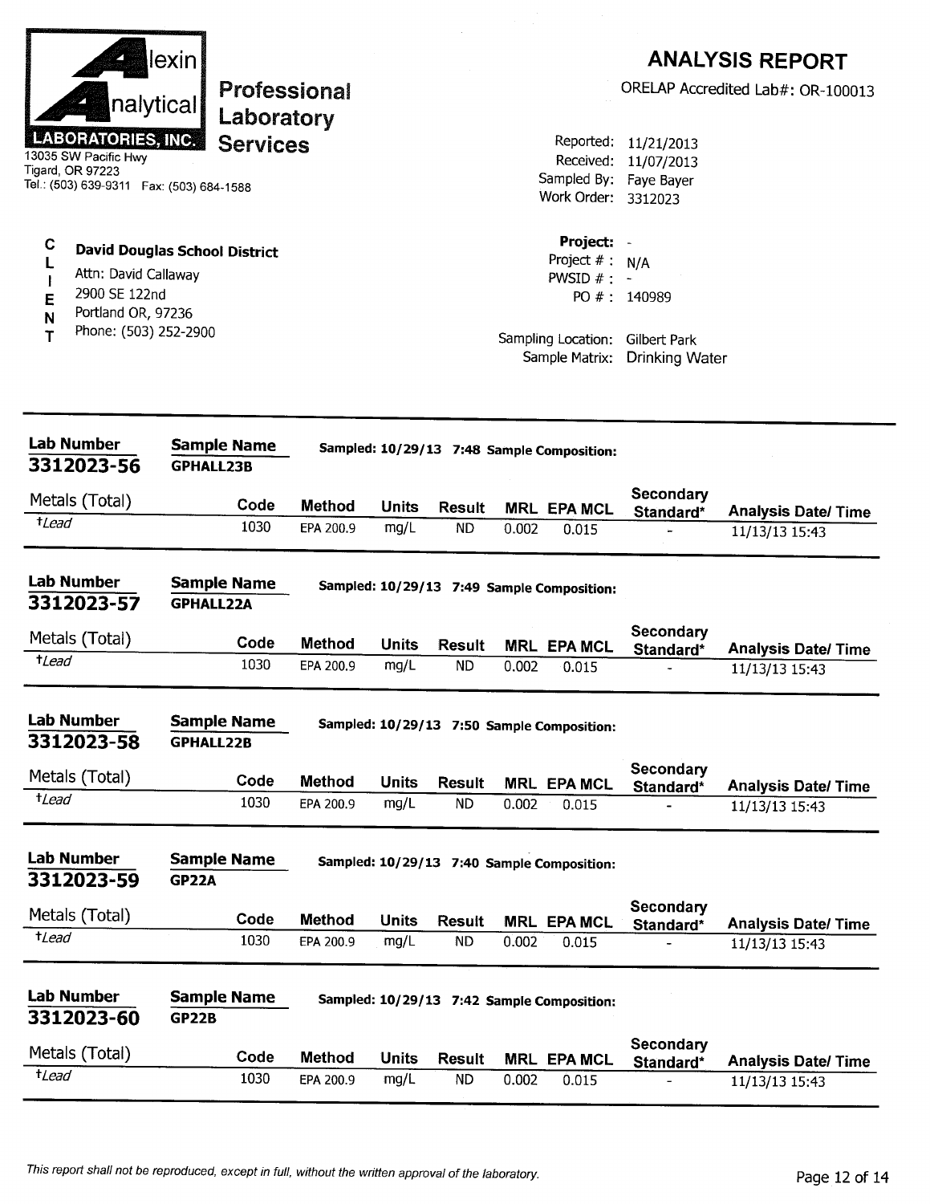**Alexin Analytical Laboratories, Inc.**
**Professional Laboratory Services**

13035 SW Pacific Hwy
Tigard, OR 97223
Tel.: (503) 639-9311 Fax: (503) 684-1588

# ANALYSIS REPORT

ORELAP Accredited Lab#: OR-100013

Reported: 11/21/2013
Received: 11/07/2013
Sampled By: Faye Bayer
Work Order: 3312023

**CLIENT**

**David Douglas School District**
Attn: David Callaway
2900 SE 122nd
Portland OR, 97236
Phone: (503) 252-2900

**Project:** -
Project # : N/A
PWSID # : -
PO # : 140989

Sampling Location: Gilbert Park
Sample Matrix: Drinking Water

---

**Lab Number** 3312023-56 | **Sample Name** GPHALL23B | Sampled: 10/29/13 7:48 Sample Composition:

| Metals (Total) | Code | Method | Units | Result | MRL | EPA MCL | Secondary Standard* | Analysis Date/ Time |
|---|---|---|---|---|---|---|---|---|
| †*Lead* | 1030 | EPA 200.9 | mg/L | ND | 0.002 | 0.015 | - | 11/13/13 15:43 |

**Lab Number** 3312023-57 | **Sample Name** GPHALL22A | Sampled: 10/29/13 7:49 Sample Composition:

| Metals (Total) | Code | Method | Units | Result | MRL | EPA MCL | Secondary Standard* | Analysis Date/ Time |
|---|---|---|---|---|---|---|---|---|
| †*Lead* | 1030 | EPA 200.9 | mg/L | ND | 0.002 | 0.015 | - | 11/13/13 15:43 |

**Lab Number** 3312023-58 | **Sample Name** GPHALL22B | Sampled: 10/29/13 7:50 Sample Composition:

| Metals (Total) | Code | Method | Units | Result | MRL | EPA MCL | Secondary Standard* | Analysis Date/ Time |
|---|---|---|---|---|---|---|---|---|
| †*Lead* | 1030 | EPA 200.9 | mg/L | ND | 0.002 | 0.015 | - | 11/13/13 15:43 |

**Lab Number** 3312023-59 | **Sample Name** GP22A | Sampled: 10/29/13 7:40 Sample Composition:

| Metals (Total) | Code | Method | Units | Result | MRL | EPA MCL | Secondary Standard* | Analysis Date/ Time |
|---|---|---|---|---|---|---|---|---|
| †*Lead* | 1030 | EPA 200.9 | mg/L | ND | 0.002 | 0.015 | - | 11/13/13 15:43 |

**Lab Number** 3312023-60 | **Sample Name** GP22B | Sampled: 10/29/13 7:42 Sample Composition:

| Metals (Total) | Code | Method | Units | Result | MRL | EPA MCL | Secondary Standard* | Analysis Date/ Time |
|---|---|---|---|---|---|---|---|---|
| †*Lead* | 1030 | EPA 200.9 | mg/L | ND | 0.002 | 0.015 | - | 11/13/13 15:43 |

*This report shall not be reproduced, except in full, without the written approval of the laboratory.*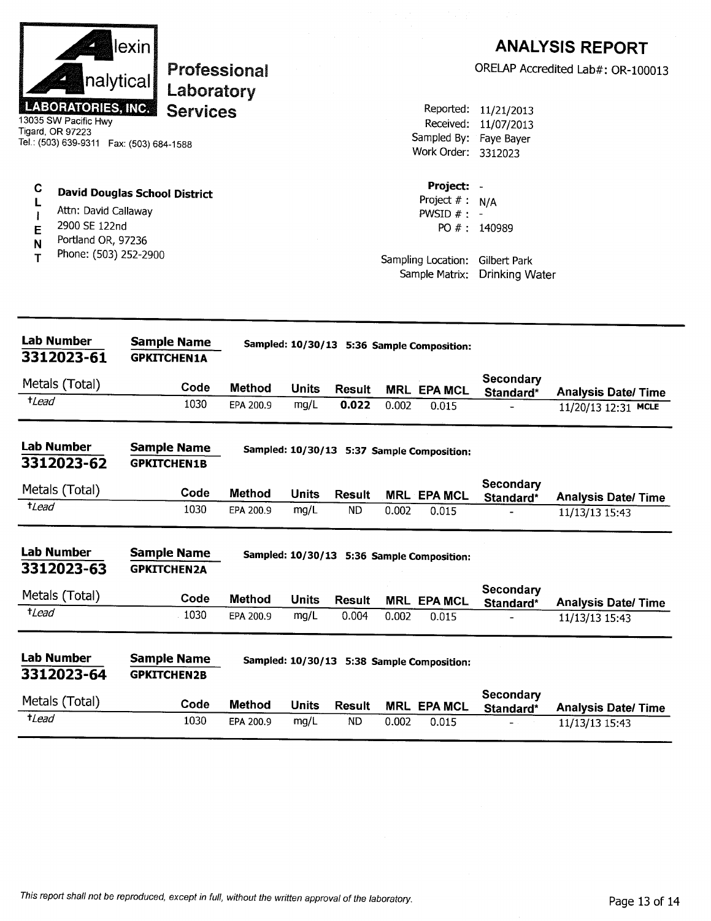**Alexin Analytical Laboratories, Inc.**
13035 SW Pacific Hwy
Tigard, OR 97223
Tel.: (503) 639-9311 Fax: (503) 684-1588

**Professional Laboratory Services**

# ANALYSIS REPORT

ORELAP Accredited Lab#: OR-100013

Reported: 11/21/2013
Received: 11/07/2013
Sampled By: Faye Bayer
Work Order: 3312023

**CLIENT**

**David Douglas School District**
Attn: David Callaway
2900 SE 122nd
Portland OR, 97236
Phone: (503) 252-2900

**Project:** -
Project # : N/A
PWSID # : -
PO # : 140989

Sampling Location: Gilbert Park
Sample Matrix: Drinking Water

---

**Lab Number** 3312023-61 | **Sample Name** GPKITCHEN1A | Sampled: 10/30/13 5:36 Sample Composition:

| Metals (Total) | Code | Method | Units | Result | MRL | EPA MCL | Secondary Standard* | Analysis Date/ Time |
|---|---|---|---|---|---|---|---|---|
| †*Lead* | 1030 | EPA 200.9 | mg/L | **0.022** | 0.002 | 0.015 | - | 11/20/13 12:31 **MCLE** |

**Lab Number** 3312023-62 | **Sample Name** GPKITCHEN1B | Sampled: 10/30/13 5:37 Sample Composition:

| Metals (Total) | Code | Method | Units | Result | MRL | EPA MCL | Secondary Standard* | Analysis Date/ Time |
|---|---|---|---|---|---|---|---|---|
| †*Lead* | 1030 | EPA 200.9 | mg/L | ND | 0.002 | 0.015 | - | 11/13/13 15:43 |

**Lab Number** 3312023-63 | **Sample Name** GPKITCHEN2A | Sampled: 10/30/13 5:36 Sample Composition:

| Metals (Total) | Code | Method | Units | Result | MRL | EPA MCL | Secondary Standard* | Analysis Date/ Time |
|---|---|---|---|---|---|---|---|---|
| †*Lead* | 1030 | EPA 200.9 | mg/L | 0.004 | 0.002 | 0.015 | - | 11/13/13 15:43 |

**Lab Number** 3312023-64 | **Sample Name** GPKITCHEN2B | Sampled: 10/30/13 5:38 Sample Composition:

| Metals (Total) | Code | Method | Units | Result | MRL | EPA MCL | Secondary Standard* | Analysis Date/ Time |
|---|---|---|---|---|---|---|---|---|
| †*Lead* | 1030 | EPA 200.9 | mg/L | ND | 0.002 | 0.015 | - | 11/13/13 15:43 |

*This report shall not be reproduced, except in full, without the written approval of the laboratory.*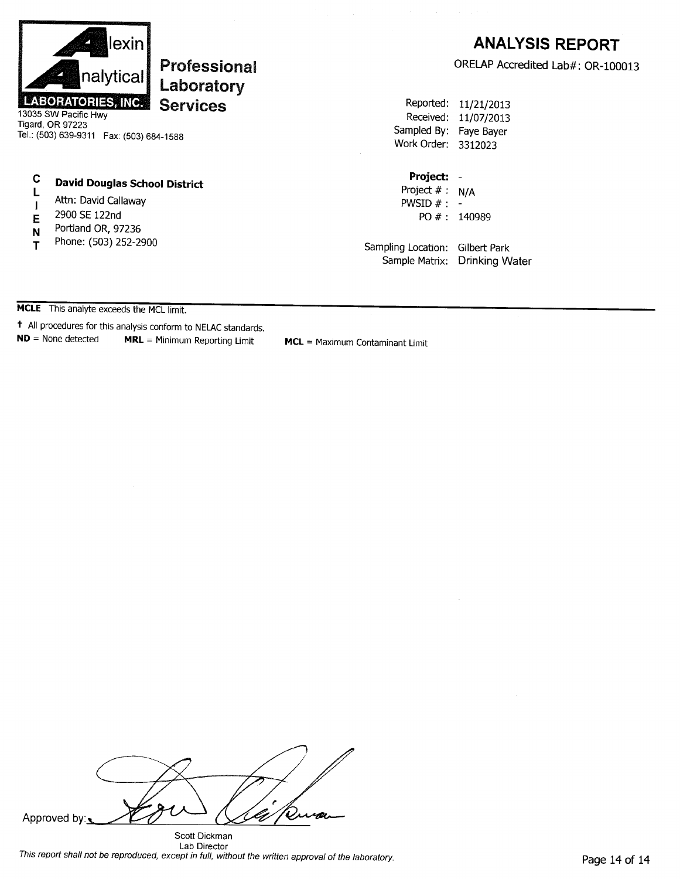**Alexin Analytical Laboratories, Inc.**

**Professional Laboratory Services**

13035 SW Pacific Hwy
Tigard, OR 97223
Tel.: (503) 639-9311 Fax: (503) 684-1588

# ANALYSIS REPORT

ORELAP Accredited Lab#: OR-100013

Reported: 11/21/2013
Received: 11/07/2013
Sampled By: Faye Bayer
Work Order: 3312023

**CLIENT**

**David Douglas School District**
Attn: David Callaway
2900 SE 122nd
Portland OR, 97236
Phone: (503) 252-2900

**Project:** -
Project # : N/A
PWSID # : -
PO # : 140989

Sampling Location: Gilbert Park
Sample Matrix: Drinking Water

---

**MCLE** This analyte exceeds the MCL limit.

† All procedures for this analysis conform to NELAC standards.

**ND** = None detected **MRL** = Minimum Reporting Limit **MCL** = Maximum Contaminant Limit

Approved by: [signature]

Scott Dickman
Lab Director

*This report shall not be reproduced, except in full, without the written approval of the laboratory.*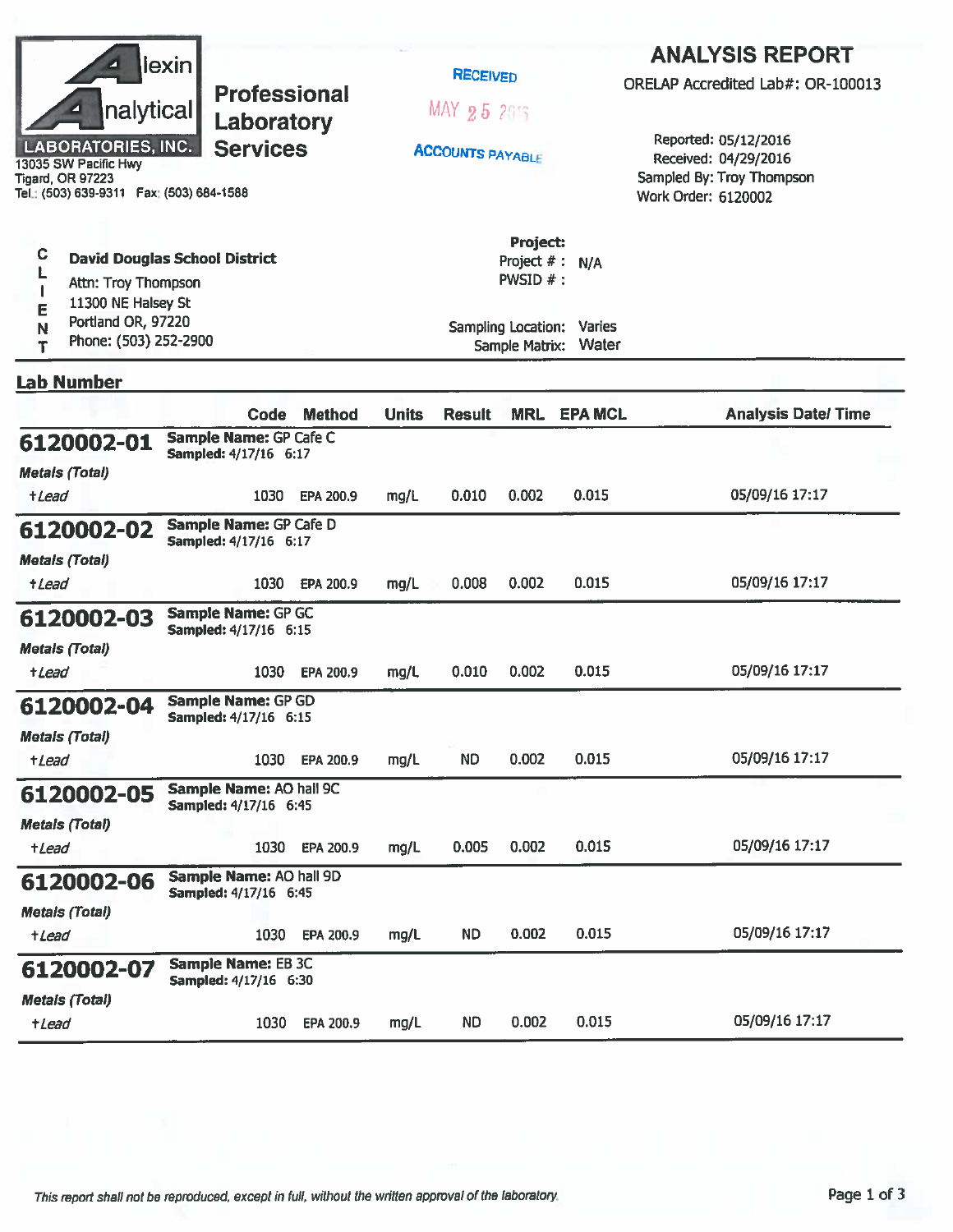# Alexin Analytical Laboratories, Inc.

## Professional Laboratory Services

13035 SW Pacific Hwy
Tigard, OR 97223
Tel.: (503) 639-9311 Fax: (503) 684-1588

RECEIVED
MAY 25 2016
ACCOUNTS PAYABLE

# ANALYSIS REPORT

ORELAP Accredited Lab#: OR-100013

Reported: 05/12/2016
Received: 04/29/2016
Sampled By: Troy Thompson
Work Order: 6120002

**CLIENT**

**David Douglas School District**
Attn: Troy Thompson
11300 NE Halsey St
Portland OR, 97220
Phone: (503) 252-2900

**Project:**
Project # : N/A
PWSID # :

Sampling Location: Varies
Sample Matrix: Water

## Lab Number

| Lab Number | Analyte | Code | Method | Units | Result | MRL | EPA MCL | Analysis Date/ Time |
|---|---|---|---|---|---|---|---|---|
| **6120002-01** | **Sample Name:** GP Cafe C **Sampled:** 4/17/16 6:17 | | | | | | | |
| | *Metals (Total)* | | | | | | | |
| | †*Lead* | 1030 | EPA 200.9 | mg/L | 0.010 | 0.002 | 0.015 | 05/09/16 17:17 |
| **6120002-02** | **Sample Name:** GP Cafe D **Sampled:** 4/17/16 6:17 | | | | | | | |
| | *Metals (Total)* | | | | | | | |
| | †*Lead* | 1030 | EPA 200.9 | mg/L | 0.008 | 0.002 | 0.015 | 05/09/16 17:17 |
| **6120002-03** | **Sample Name:** GP GC **Sampled:** 4/17/16 6:15 | | | | | | | |
| | *Metals (Total)* | | | | | | | |
| | †*Lead* | 1030 | EPA 200.9 | mg/L | 0.010 | 0.002 | 0.015 | 05/09/16 17:17 |
| **6120002-04** | **Sample Name:** GP GD **Sampled:** 4/17/16 6:15 | | | | | | | |
| | *Metals (Total)* | | | | | | | |
| | †*Lead* | 1030 | EPA 200.9 | mg/L | ND | 0.002 | 0.015 | 05/09/16 17:17 |
| **6120002-05** | **Sample Name:** AO hall 9C **Sampled:** 4/17/16 6:45 | | | | | | | |
| | *Metals (Total)* | | | | | | | |
| | †*Lead* | 1030 | EPA 200.9 | mg/L | 0.005 | 0.002 | 0.015 | 05/09/16 17:17 |
| **6120002-06** | **Sample Name:** AO hall 9D **Sampled:** 4/17/16 6:45 | | | | | | | |
| | *Metals (Total)* | | | | | | | |
| | †*Lead* | 1030 | EPA 200.9 | mg/L | ND | 0.002 | 0.015 | 05/09/16 17:17 |
| **6120002-07** | **Sample Name:** EB 3C **Sampled:** 4/17/16 6:30 | | | | | | | |
| | *Metals (Total)* | | | | | | | |
| | †*Lead* | 1030 | EPA 200.9 | mg/L | ND | 0.002 | 0.015 | 05/09/16 17:17 |

*This report shall not be reproduced, except in full, without the written approval of the laboratory.*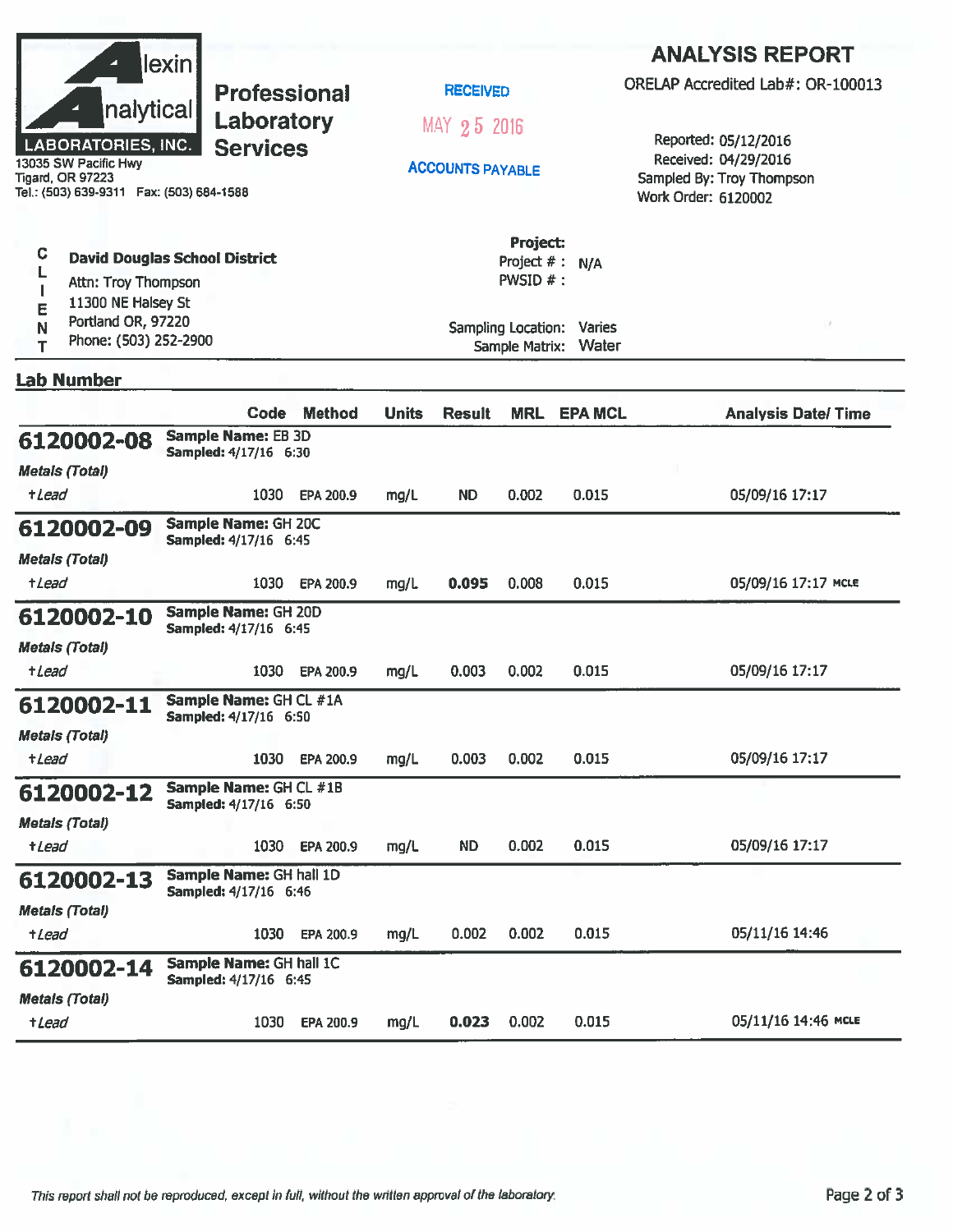**Alexin Analytical Laboratories, Inc.**
13035 SW Pacific Hwy
Tigard, OR 97223
Tel.: (503) 639-9311 Fax: (503) 684-1588

**Professional Laboratory Services**

RECEIVED
MAY 25 2016
ACCOUNTS PAYABLE

# ANALYSIS REPORT

ORELAP Accredited Lab#: OR-100013

Reported: 05/12/2016
Received: 04/29/2016
Sampled By: Troy Thompson
Work Order: 6120002

**CLIENT**

**David Douglas School District**
Attn: Troy Thompson
11300 NE Halsey St
Portland OR, 97220
Phone: (503) 252-2900

**Project:**
Project # : N/A
PWSID # :

Sampling Location: Varies
Sample Matrix: Water

## Lab Number

| Lab Number | | Code | Method | Units | Result | MRL | EPA MCL | Analysis Date/ Time |
|---|---|---|---|---|---|---|---|---|
| **6120002-08** | **Sample Name:** EB 3D<br>**Sampled:** 4/17/16 6:30 | | | | | | | |
| *Metals (Total)* | | | | | | | | |
| †*Lead* | | 1030 | EPA 200.9 | mg/L | ND | 0.002 | 0.015 | 05/09/16 17:17 |
| **6120002-09** | **Sample Name:** GH 20C<br>**Sampled:** 4/17/16 6:45 | | | | | | | |
| *Metals (Total)* | | | | | | | | |
| †*Lead* | | 1030 | EPA 200.9 | mg/L | **0.095** | 0.008 | 0.015 | 05/09/16 17:17 MCLE |
| **6120002-10** | **Sample Name:** GH 20D<br>**Sampled:** 4/17/16 6:45 | | | | | | | |
| *Metals (Total)* | | | | | | | | |
| †*Lead* | | 1030 | EPA 200.9 | mg/L | 0.003 | 0.002 | 0.015 | 05/09/16 17:17 |
| **6120002-11** | **Sample Name:** GH CL #1A<br>**Sampled:** 4/17/16 6:50 | | | | | | | |
| *Metals (Total)* | | | | | | | | |
| †*Lead* | | 1030 | EPA 200.9 | mg/L | 0.003 | 0.002 | 0.015 | 05/09/16 17:17 |
| **6120002-12** | **Sample Name:** GH CL #1B<br>**Sampled:** 4/17/16 6:50 | | | | | | | |
| *Metals (Total)* | | | | | | | | |
| †*Lead* | | 1030 | EPA 200.9 | mg/L | ND | 0.002 | 0.015 | 05/09/16 17:17 |
| **6120002-13** | **Sample Name:** GH hall 1D<br>**Sampled:** 4/17/16 6:46 | | | | | | | |
| *Metals (Total)* | | | | | | | | |
| †*Lead* | | 1030 | EPA 200.9 | mg/L | 0.002 | 0.002 | 0.015 | 05/11/16 14:46 |
| **6120002-14** | **Sample Name:** GH hall 1C<br>**Sampled:** 4/17/16 6:45 | | | | | | | |
| *Metals (Total)* | | | | | | | | |
| †*Lead* | | 1030 | EPA 200.9 | mg/L | **0.023** | 0.002 | 0.015 | 05/11/16 14:46 MCLE |

*This report shall not be reproduced, except in full, without the written approval of the laboratory.*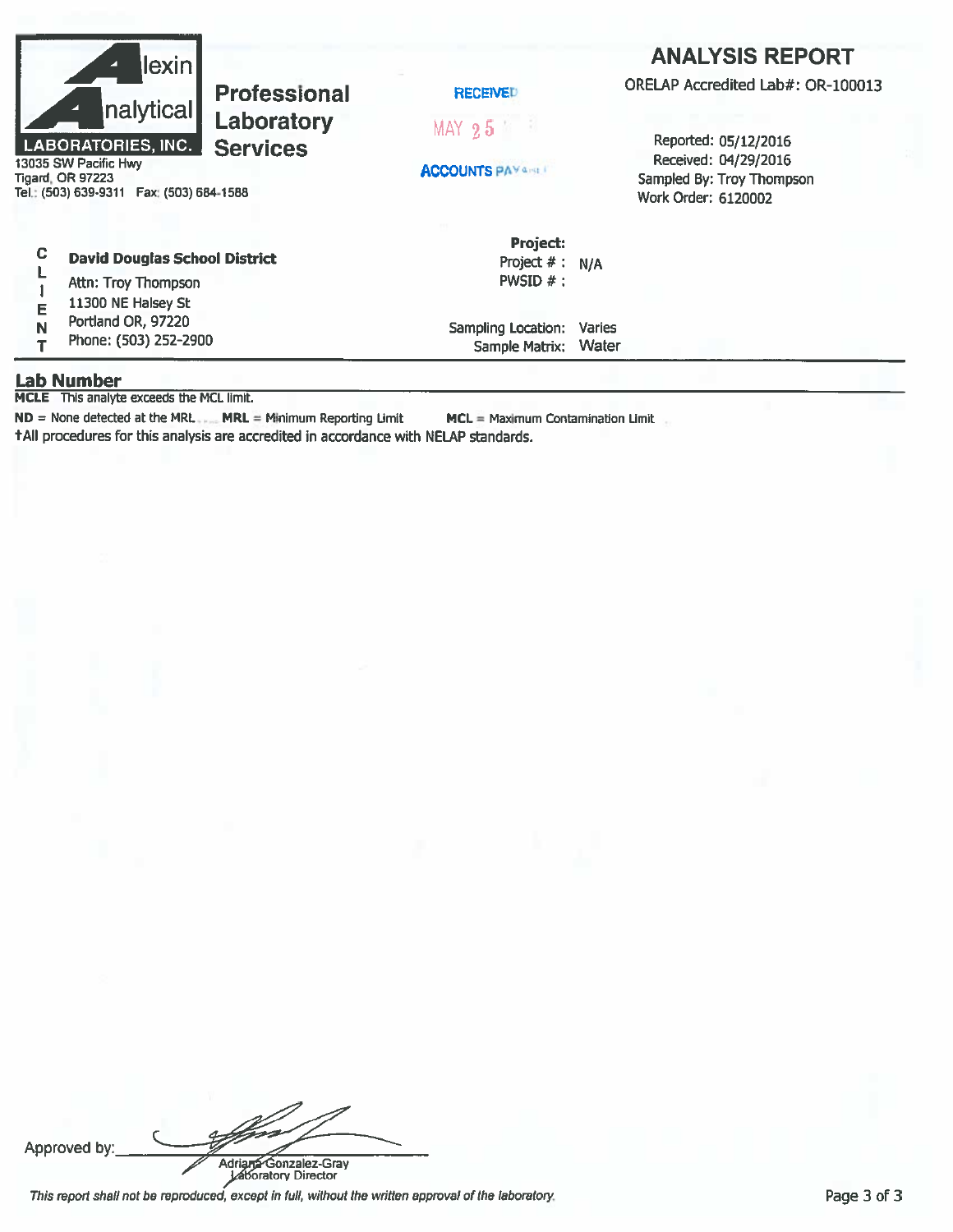Alexin Analytical Laboratories, Inc.

**Professional Laboratory Services**

13035 SW Pacific Hwy
Tigard, OR 97223
Tel.: (503) 639-9311 Fax: (503) 684-1588

RECEIVED
MAY 25
ACCOUNTS PAYABLE

# ANALYSIS REPORT

ORELAP Accredited Lab#: OR-100013

Reported: 05/12/2016
Received: 04/29/2016
Sampled By: Troy Thompson
Work Order: 6120002

CLIENT

**David Douglas School District**
Attn: Troy Thompson
11300 NE Halsey St
Portland OR, 97220
Phone: (503) 252-2900

**Project:**
Project # : N/A
PWSID # :

Sampling Location: Varies
Sample Matrix: Water

## Lab Number

**MCLE** This analyte exceeds the MCL limit.

**ND** = None detected at the MRL **MRL** = Minimum Reporting Limit **MCL** = Maximum Contamination Limit

†All procedures for this analysis are accredited in accordance with NELAP standards.

Approved by:
Adriana Gonzalez-Gray
Laboratory Director

*This report shall not be reproduced, except in full, without the written approval of the laboratory.*